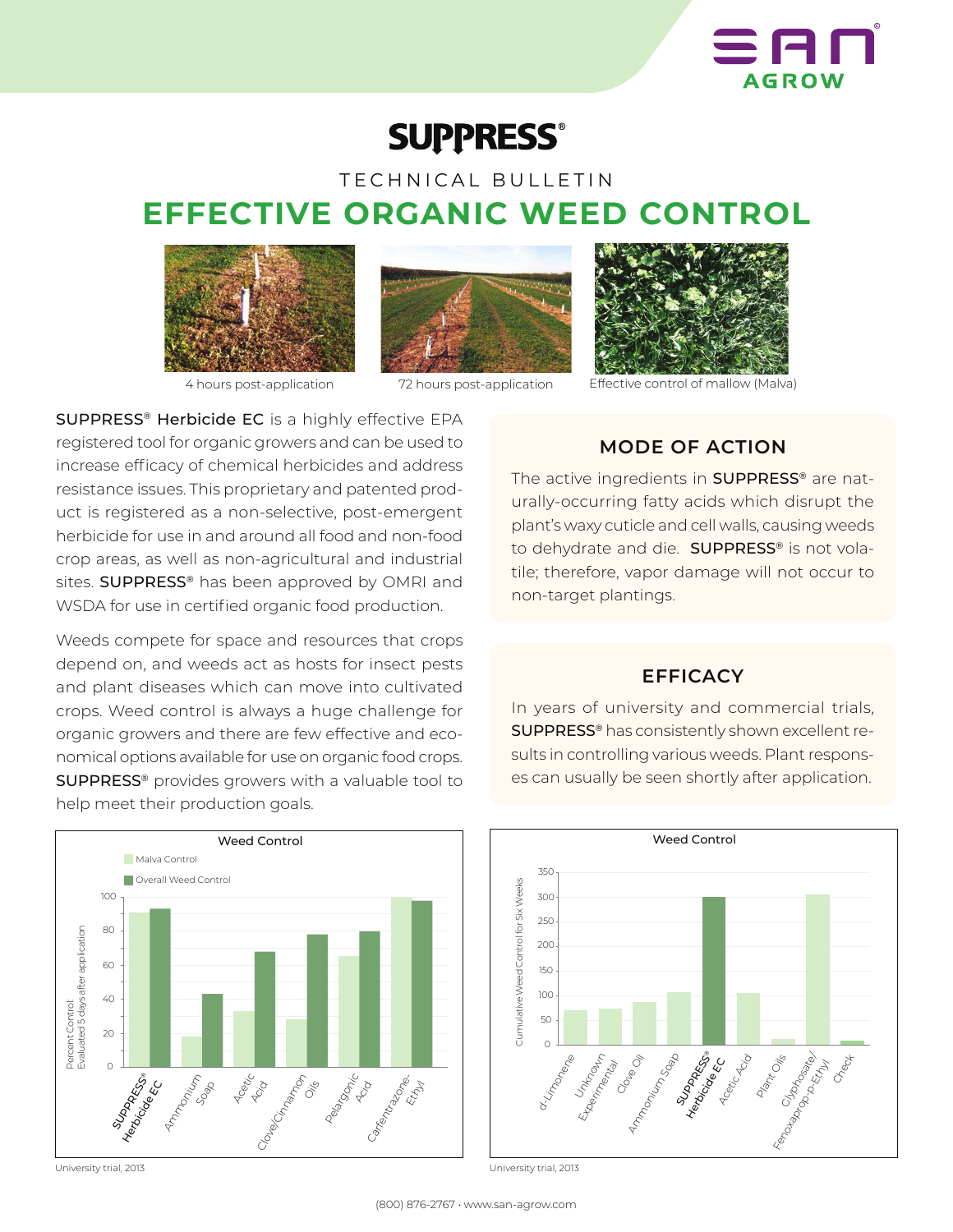# SUPPRESS®

TECHNICAL BULLETIN

## EFFECTIVE ORGANIC WEED CONTROL

4 hours post-application

72 hours post-application

Effective control of mallow (Malva)

**SUPPRESS® Herbicide EC** is a highly effective EPA registered tool for organic growers and can be used to increase efficacy of chemical herbicides and address resistance issues. This proprietary and patented product is registered as a non-selective, post-emergent herbicide for use in and around all food and non-food crop areas, as well as non-agricultural and industrial sites. **SUPPRESS®** has been approved by OMRI and WSDA for use in certified organic food production.

Weeds compete for space and resources that crops depend on, and weeds act as hosts for insect pests and plant diseases which can move into cultivated crops. Weed control is always a huge challenge for organic growers and there are few effective and economical options available for use on organic food crops. **SUPPRESS®** provides growers with a valuable tool to help meet their production goals.

### MODE OF ACTION

The active ingredients in **SUPPRESS®** are naturally-occurring fatty acids which disrupt the plant's waxy cuticle and cell walls, causing weeds to dehydrate and die. **SUPPRESS®** is not volatile; therefore, vapor damage will not occur to non-target plantings.

### EFFICACY

In years of university and commercial trials, **SUPPRESS®** has consistently shown excellent results in controlling various weeds. Plant responses can usually be seen shortly after application.

**Weed Control**

Percent Control: Evaluated 5 days after application

| Treatment | Malva Control | Overall Weed Control |
|---|---|---|
| SUPPRESS® Herbicide EC | ~91 | ~93 |
| Ammonium Soap | ~18 | ~43 |
| Acetic Acid | ~33 | ~68 |
| Clove/Cinnamon Oils | ~28 | ~78 |
| Pelargonic Acid | ~65 | ~80 |
| Carfentrazone-Ethyl | ~100 | ~98 |

University trial, 2013

**Weed Control**

| Treatment | Cumulative Weed Control for Six Weeks |
|---|---|
| d-Limonene | ~70 |
| Unknown Experimental | ~73 |
| Clove Oil | ~87 |
| Ammonium Soap | ~107 |
| SUPPRESS® Herbicide EC | ~300 |
| Acetic Acid | ~105 |
| Plant Oils | ~12 |
| Glyphosate/ Fenoxaprop-p-Ethyl | ~305 |
| Check | ~8 |

University trial, 2013

(800) 876-2767 · www.san-agrow.com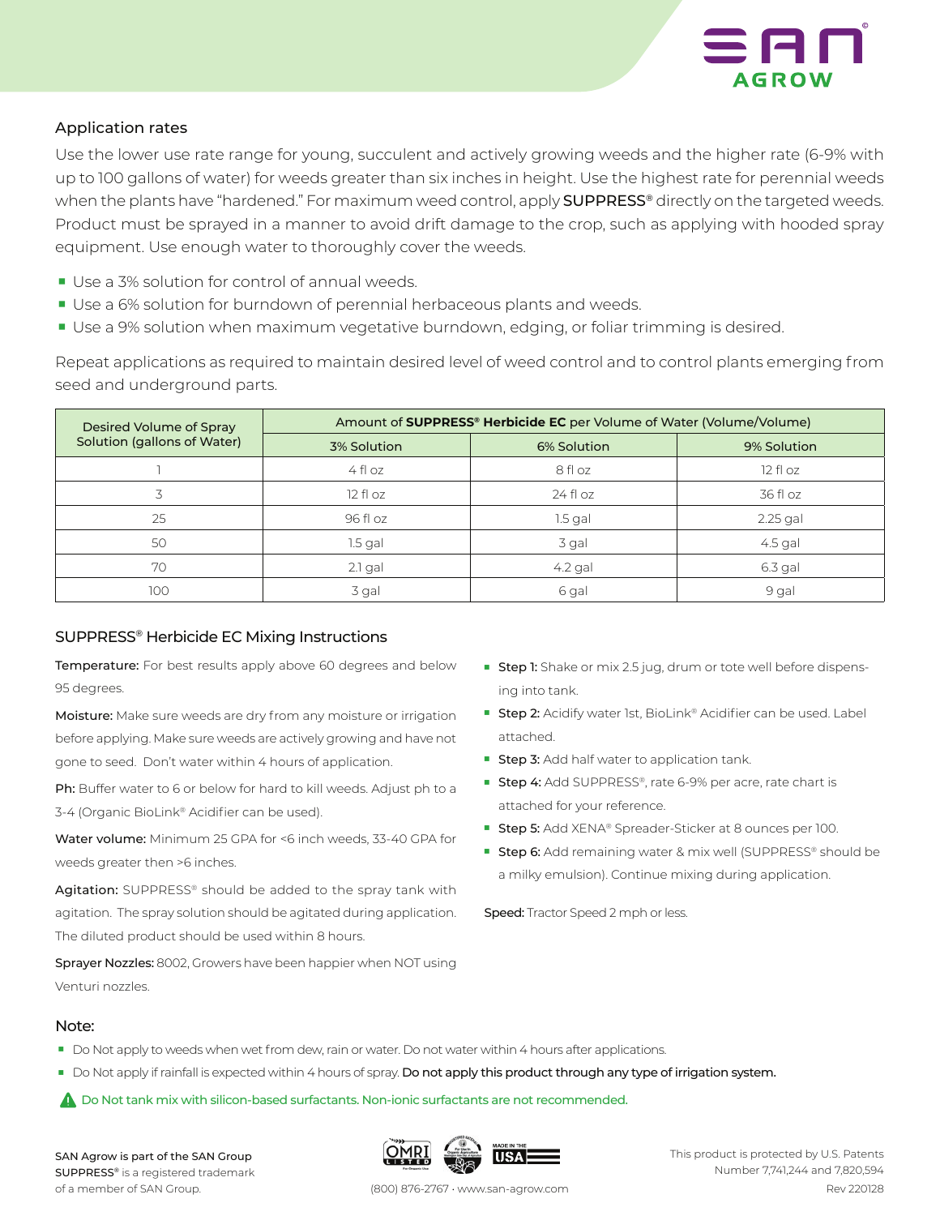## Application rates

Use the lower use rate range for young, succulent and actively growing weeds and the higher rate (6-9% with up to 100 gallons of water) for weeds greater than six inches in height. Use the highest rate for perennial weeds when the plants have "hardened." For maximum weed control, apply **SUPPRESS®** directly on the targeted weeds. Product must be sprayed in a manner to avoid drift damage to the crop, such as applying with hooded spray equipment. Use enough water to thoroughly cover the weeds.

- Use a 3% solution for control of annual weeds.
- Use a 6% solution for burndown of perennial herbaceous plants and weeds.
- Use a 9% solution when maximum vegetative burndown, edging, or foliar trimming is desired.

Repeat applications as required to maintain desired level of weed control and to control plants emerging from seed and underground parts.

| Desired Volume of Spray Solution (gallons of Water) | Amount of **SUPPRESS® Herbicide EC** per Volume of Water (Volume/Volume) | | |
|---|---|---|---|
| | 3% Solution | 6% Solution | 9% Solution |
| 1 | 4 fl oz | 8 fl oz | 12 fl oz |
| 3 | 12 fl oz | 24 fl oz | 36 fl oz |
| 25 | 96 fl oz | 1.5 gal | 2.25 gal |
| 50 | 1.5 gal | 3 gal | 4.5 gal |
| 70 | 2.1 gal | 4.2 gal | 6.3 gal |
| 100 | 3 gal | 6 gal | 9 gal |

## SUPPRESS® Herbicide EC Mixing Instructions

**Temperature:** For best results apply above 60 degrees and below 95 degrees.

**Moisture:** Make sure weeds are dry from any moisture or irrigation before applying. Make sure weeds are actively growing and have not gone to seed. Don't water within 4 hours of application.

**Ph:** Buffer water to 6 or below for hard to kill weeds. Adjust ph to a 3-4 (Organic BioLink® Acidifier can be used).

**Water volume:** Minimum 25 GPA for <6 inch weeds, 33-40 GPA for weeds greater then >6 inches.

**Agitation:** SUPPRESS® should be added to the spray tank with agitation. The spray solution should be agitated during application. The diluted product should be used within 8 hours.

**Sprayer Nozzles:** 8002, Growers have been happier when NOT using Venturi nozzles.

- **Step 1:** Shake or mix 2.5 jug, drum or tote well before dispensing into tank.
- **Step 2:** Acidify water 1st, BioLink® Acidifier can be used. Label attached.
- **Step 3:** Add half water to application tank.
- **Step 4:** Add SUPPRESS®, rate 6-9% per acre, rate chart is attached for your reference.
- **Step 5:** Add XENA® Spreader-Sticker at 8 ounces per 100.
- **Step 6:** Add remaining water & mix well (SUPPRESS® should be a milky emulsion). Continue mixing during application.

**Speed:** Tractor Speed 2 mph or less.

## Note:

- Do Not apply to weeds when wet from dew, rain or water. Do not water within 4 hours after applications.
- Do Not apply if rainfall is expected within 4 hours of spray. **Do not apply this product through any type of irrigation system.**

⚠ Do Not tank mix with silicon-based surfactants. Non-ionic surfactants are not recommended.

SAN Agrow is part of the SAN Group
SUPPRESS® is a registered trademark of a member of SAN Group.

(800) 876-2767 · www.san-agrow.com

This product is protected by U.S. Patents Number 7,741,244 and 7,820,594

Rev 220128